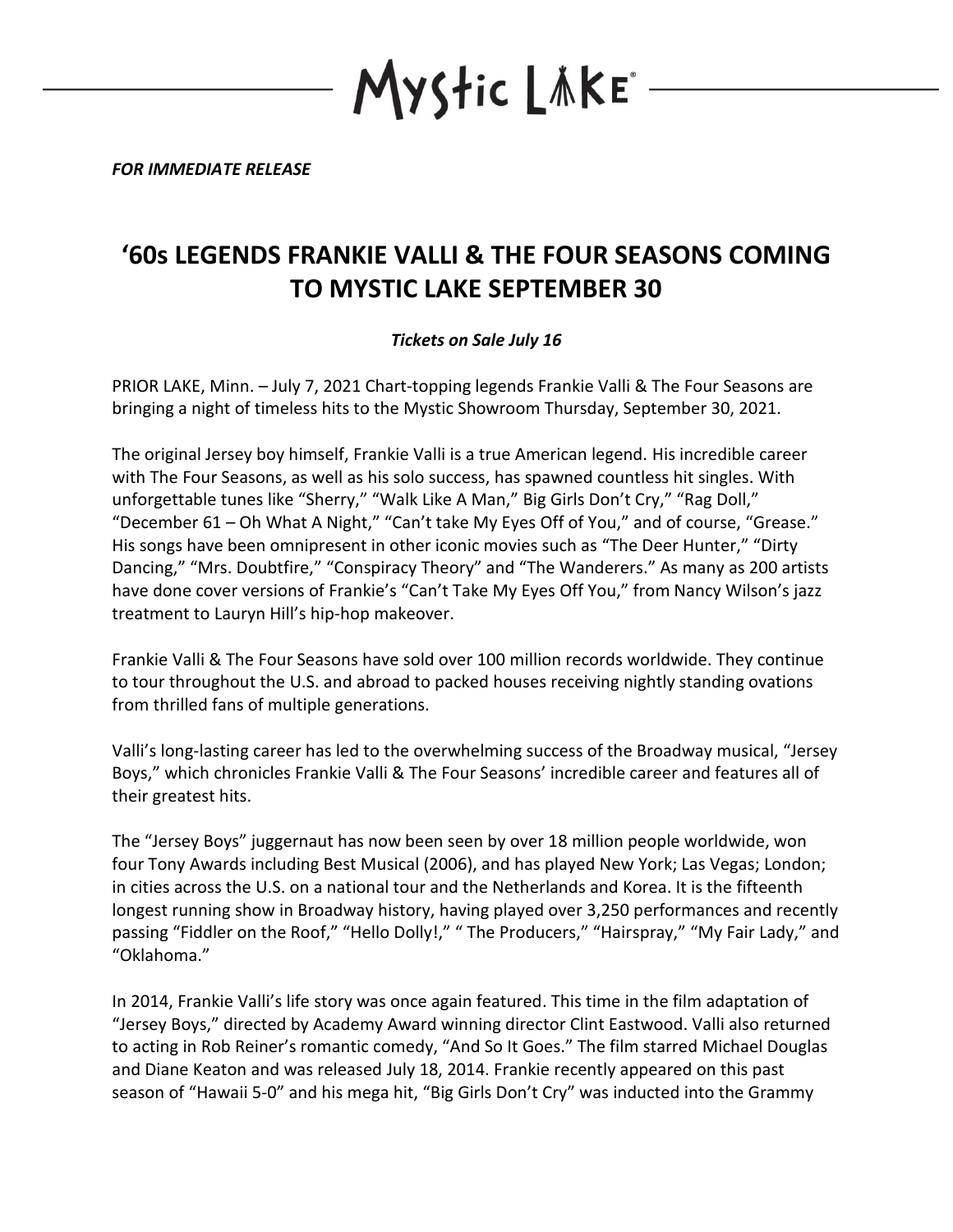Mystic Lake

***FOR IMMEDIATE RELEASE***

# '60s LEGENDS FRANKIE VALLI & THE FOUR SEASONS COMING TO MYSTIC LAKE SEPTEMBER 30

***Tickets on Sale July 16***

PRIOR LAKE, Minn. – July 7, 2021 Chart-topping legends Frankie Valli & The Four Seasons are bringing a night of timeless hits to the Mystic Showroom Thursday, September 30, 2021.

The original Jersey boy himself, Frankie Valli is a true American legend. His incredible career with The Four Seasons, as well as his solo success, has spawned countless hit singles. With unforgettable tunes like "Sherry," "Walk Like A Man," Big Girls Don't Cry," "Rag Doll," "December 61 – Oh What A Night," "Can't take My Eyes Off of You," and of course, "Grease." His songs have been omnipresent in other iconic movies such as "The Deer Hunter," "Dirty Dancing," "Mrs. Doubtfire," "Conspiracy Theory" and "The Wanderers." As many as 200 artists have done cover versions of Frankie's "Can't Take My Eyes Off You," from Nancy Wilson's jazz treatment to Lauryn Hill's hip-hop makeover.

Frankie Valli & The Four Seasons have sold over 100 million records worldwide. They continue to tour throughout the U.S. and abroad to packed houses receiving nightly standing ovations from thrilled fans of multiple generations.

Valli's long-lasting career has led to the overwhelming success of the Broadway musical, "Jersey Boys," which chronicles Frankie Valli & The Four Seasons' incredible career and features all of their greatest hits.

The "Jersey Boys" juggernaut has now been seen by over 18 million people worldwide, won four Tony Awards including Best Musical (2006), and has played New York; Las Vegas; London; in cities across the U.S. on a national tour and the Netherlands and Korea. It is the fifteenth longest running show in Broadway history, having played over 3,250 performances and recently passing "Fiddler on the Roof," "Hello Dolly!," " The Producers," "Hairspray," "My Fair Lady," and "Oklahoma."

In 2014, Frankie Valli's life story was once again featured. This time in the film adaptation of "Jersey Boys," directed by Academy Award winning director Clint Eastwood. Valli also returned to acting in Rob Reiner's romantic comedy, "And So It Goes." The film starred Michael Douglas and Diane Keaton and was released July 18, 2014. Frankie recently appeared on this past season of "Hawaii 5-0" and his mega hit, "Big Girls Don't Cry" was inducted into the Grammy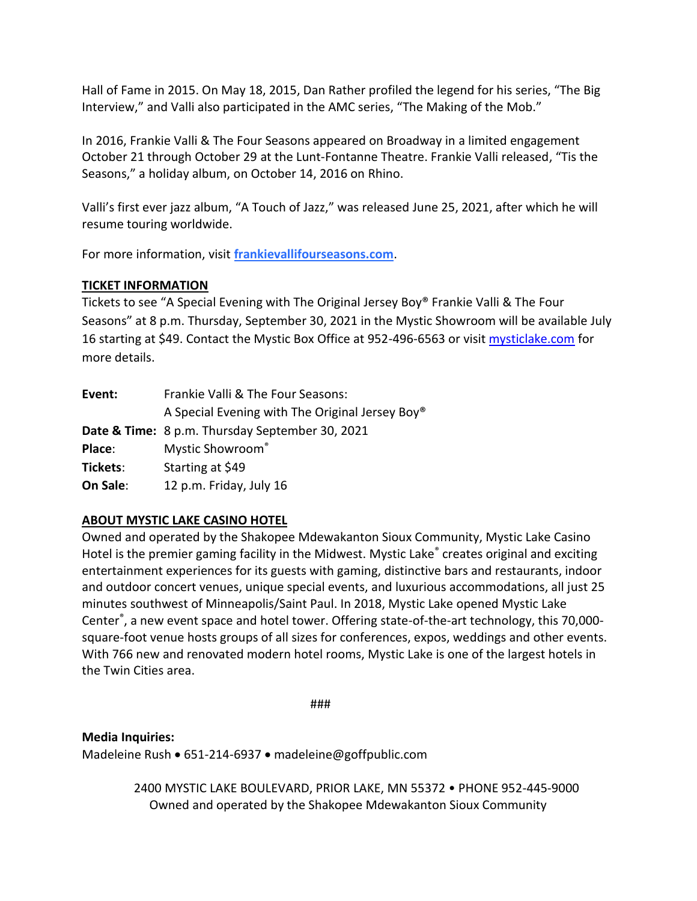Hall of Fame in 2015. On May 18, 2015, Dan Rather profiled the legend for his series, "The Big Interview," and Valli also participated in the AMC series, "The Making of the Mob."

In 2016, Frankie Valli & The Four Seasons appeared on Broadway in a limited engagement October 21 through October 29 at the Lunt-Fontanne Theatre. Frankie Valli released, "Tis the Seasons," a holiday album, on October 14, 2016 on Rhino.

Valli's first ever jazz album, "A Touch of Jazz," was released June 25, 2021, after which he will resume touring worldwide.

For more information, visit **frankievallifourseasons.com**.

**TICKET INFORMATION**

Tickets to see "A Special Evening with The Original Jersey Boy® Frankie Valli & The Four Seasons" at 8 p.m. Thursday, September 30, 2021 in the Mystic Showroom will be available July 16 starting at $49. Contact the Mystic Box Office at 952-496-6563 or visit mysticlake.com for more details.

| | |
|---|---|
| **Event:** | Frankie Valli & The Four Seasons: A Special Evening with The Original Jersey Boy® |
| **Date & Time:** | 8 p.m. Thursday September 30, 2021 |
| **Place:** | Mystic Showroom® |
| **Tickets:** | Starting at $49 |
| **On Sale:** | 12 p.m. Friday, July 16 |

**ABOUT MYSTIC LAKE CASINO HOTEL**

Owned and operated by the Shakopee Mdewakanton Sioux Community, Mystic Lake Casino Hotel is the premier gaming facility in the Midwest. Mystic Lake® creates original and exciting entertainment experiences for its guests with gaming, distinctive bars and restaurants, indoor and outdoor concert venues, unique special events, and luxurious accommodations, all just 25 minutes southwest of Minneapolis/Saint Paul. In 2018, Mystic Lake opened Mystic Lake Center®, a new event space and hotel tower. Offering state-of-the-art technology, this 70,000-square-foot venue hosts groups of all sizes for conferences, expos, weddings and other events. With 766 new and renovated modern hotel rooms, Mystic Lake is one of the largest hotels in the Twin Cities area.

###

**Media Inquiries:**
Madeleine Rush • 651-214-6937 • madeleine@goffpublic.com

2400 MYSTIC LAKE BOULEVARD, PRIOR LAKE, MN 55372 • PHONE 952-445-9000
Owned and operated by the Shakopee Mdewakanton Sioux Community